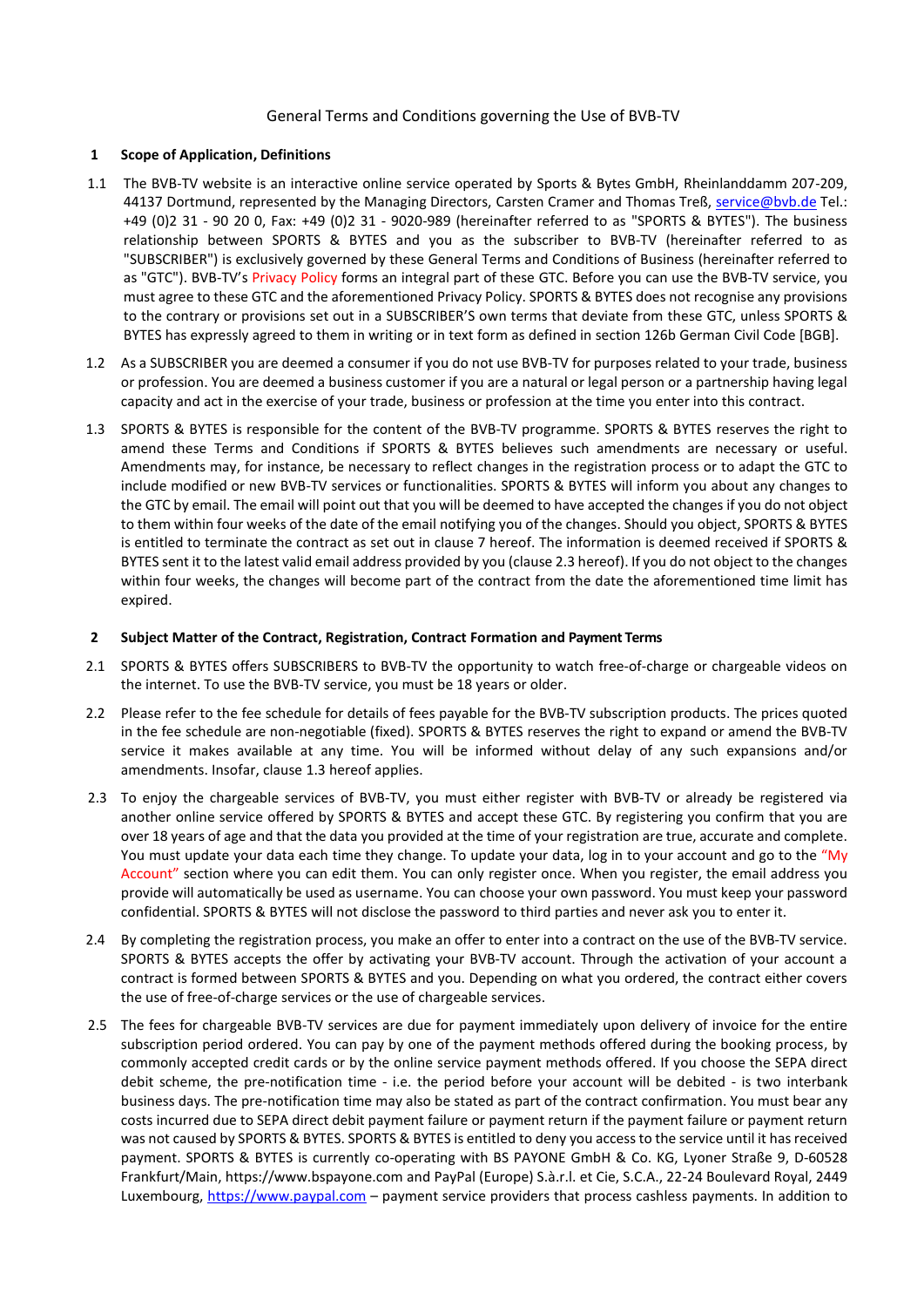# General Terms and Conditions governing the Use of BVB-TV

## 1 Scope of Application, Definitions

1.1 The BVB-TV website is an interactive online service operated by Sports & Bytes GmbH, Rheinlanddamm 207-209, 44137 Dortmund, represented by the Managing Directors, Carsten Cramer and Thomas Treß, service@bvb.de Tel.: +49 (0)2 31 - 90 20 0, Fax: +49 (0)2 31 - 9020-989 (hereinafter referred to as "SPORTS & BYTES"). The business relationship between SPORTS & BYTES and you as the subscriber to BVB-TV (hereinafter referred to as "SUBSCRIBER") is exclusively governed by these General Terms and Conditions of Business (hereinafter referred to as "GTC"). BVB-TV's Privacy Policy forms an integral part of these GTC. Before you can use the BVB-TV service, you must agree to these GTC and the aforementioned Privacy Policy. SPORTS & BYTES does not recognise any provisions to the contrary or provisions set out in a SUBSCRIBER'S own terms that deviate from these GTC, unless SPORTS & BYTES has expressly agreed to them in writing or in text form as defined in section 126b German Civil Code [BGB].

1.2 As a SUBSCRIBER you are deemed a consumer if you do not use BVB-TV for purposes related to your trade, business or profession. You are deemed a business customer if you are a natural or legal person or a partnership having legal capacity and act in the exercise of your trade, business or profession at the time you enter into this contract.

1.3 SPORTS & BYTES is responsible for the content of the BVB-TV programme. SPORTS & BYTES reserves the right to amend these Terms and Conditions if SPORTS & BYTES believes such amendments are necessary or useful. Amendments may, for instance, be necessary to reflect changes in the registration process or to adapt the GTC to include modified or new BVB-TV services or functionalities. SPORTS & BYTES will inform you about any changes to the GTC by email. The email will point out that you will be deemed to have accepted the changes if you do not object to them within four weeks of the date of the email notifying you of the changes. Should you object, SPORTS & BYTES is entitled to terminate the contract as set out in clause 7 hereof. The information is deemed received if SPORTS & BYTES sent it to the latest valid email address provided by you (clause 2.3 hereof). If you do not object to the changes within four weeks, the changes will become part of the contract from the date the aforementioned time limit has expired.

## 2 Subject Matter of the Contract, Registration, Contract Formation and Payment Terms

2.1 SPORTS & BYTES offers SUBSCRIBERS to BVB-TV the opportunity to watch free-of-charge or chargeable videos on the internet. To use the BVB-TV service, you must be 18 years or older.

2.2 Please refer to the fee schedule for details of fees payable for the BVB-TV subscription products. The prices quoted in the fee schedule are non-negotiable (fixed). SPORTS & BYTES reserves the right to expand or amend the BVB-TV service it makes available at any time. You will be informed without delay of any such expansions and/or amendments. Insofar, clause 1.3 hereof applies.

2.3 To enjoy the chargeable services of BVB-TV, you must either register with BVB-TV or already be registered via another online service offered by SPORTS & BYTES and accept these GTC. By registering you confirm that you are over 18 years of age and that the data you provided at the time of your registration are true, accurate and complete. You must update your data each time they change. To update your data, log in to your account and go to the "My Account" section where you can edit them. You can only register once. When you register, the email address you provide will automatically be used as username. You can choose your own password. You must keep your password confidential. SPORTS & BYTES will not disclose the password to third parties and never ask you to enter it.

2.4 By completing the registration process, you make an offer to enter into a contract on the use of the BVB-TV service. SPORTS & BYTES accepts the offer by activating your BVB-TV account. Through the activation of your account a contract is formed between SPORTS & BYTES and you. Depending on what you ordered, the contract either covers the use of free-of-charge services or the use of chargeable services.

2.5 The fees for chargeable BVB-TV services are due for payment immediately upon delivery of invoice for the entire subscription period ordered. You can pay by one of the payment methods offered during the booking process, by commonly accepted credit cards or by the online service payment methods offered. If you choose the SEPA direct debit scheme, the pre-notification time - i.e. the period before your account will be debited - is two interbank business days. The pre-notification time may also be stated as part of the contract confirmation. You must bear any costs incurred due to SEPA direct debit payment failure or payment return if the payment failure or payment return was not caused by SPORTS & BYTES. SPORTS & BYTES is entitled to deny you access to the service until it has received payment. SPORTS & BYTES is currently co-operating with BS PAYONE GmbH & Co. KG, Lyoner Straße 9, D-60528 Frankfurt/Main, https://www.bspayone.com and PayPal (Europe) S.à.r.l. et Cie, S.C.A., 22-24 Boulevard Royal, 2449 Luxembourg, https://www.paypal.com – payment service providers that process cashless payments. In addition to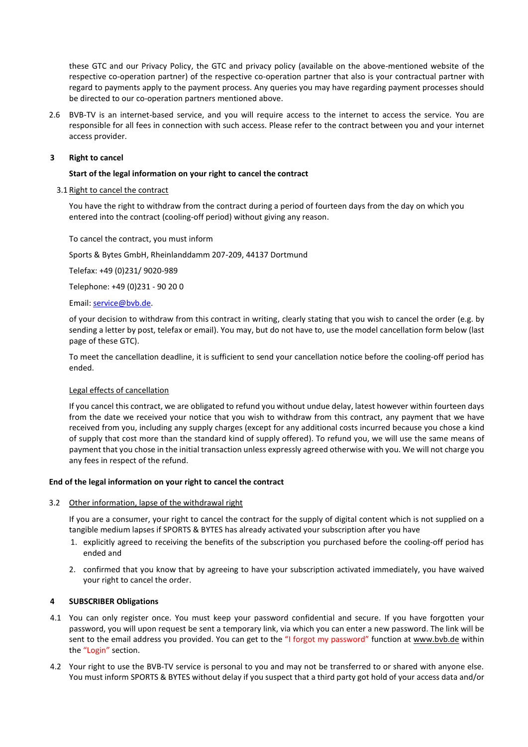these GTC and our Privacy Policy, the GTC and privacy policy (available on the above-mentioned website of the respective co-operation partner) of the respective co-operation partner that also is your contractual partner with regard to payments apply to the payment process. Any queries you may have regarding payment processes should be directed to our co-operation partners mentioned above.

2.6 BVB-TV is an internet-based service, and you will require access to the internet to access the service. You are responsible for all fees in connection with such access. Please refer to the contract between you and your internet access provider.

## 3 Right to cancel

**Start of the legal information on your right to cancel the contract**

3.1 Right to cancel the contract

You have the right to withdraw from the contract during a period of fourteen days from the day on which you entered into the contract (cooling-off period) without giving any reason.

To cancel the contract, you must inform

Sports & Bytes GmbH, Rheinlanddamm 207-209, 44137 Dortmund

Telefax: +49 (0)231/ 9020-989

Telephone: +49 (0)231 - 90 20 0

Email: service@bvb.de.

of your decision to withdraw from this contract in writing, clearly stating that you wish to cancel the order (e.g. by sending a letter by post, telefax or email). You may, but do not have to, use the model cancellation form below (last page of these GTC).

To meet the cancellation deadline, it is sufficient to send your cancellation notice before the cooling-off period has ended.

Legal effects of cancellation

If you cancel this contract, we are obligated to refund you without undue delay, latest however within fourteen days from the date we received your notice that you wish to withdraw from this contract, any payment that we have received from you, including any supply charges (except for any additional costs incurred because you chose a kind of supply that cost more than the standard kind of supply offered). To refund you, we will use the same means of payment that you chose in the initial transaction unless expressly agreed otherwise with you. We will not charge you any fees in respect of the refund.

**End of the legal information on your right to cancel the contract**

3.2 Other information, lapse of the withdrawal right

If you are a consumer, your right to cancel the contract for the supply of digital content which is not supplied on a tangible medium lapses if SPORTS & BYTES has already activated your subscription after you have

1. explicitly agreed to receiving the benefits of the subscription you purchased before the cooling-off period has ended and
2. confirmed that you know that by agreeing to have your subscription activated immediately, you have waived your right to cancel the order.

## 4 SUBSCRIBER Obligations

4.1 You can only register once. You must keep your password confidential and secure. If you have forgotten your password, you will upon request be sent a temporary link, via which you can enter a new password. The link will be sent to the email address you provided. You can get to the "I forgot my password" function at www.bvb.de within the "Login" section.

4.2 Your right to use the BVB-TV service is personal to you and may not be transferred to or shared with anyone else. You must inform SPORTS & BYTES without delay if you suspect that a third party got hold of your access data and/or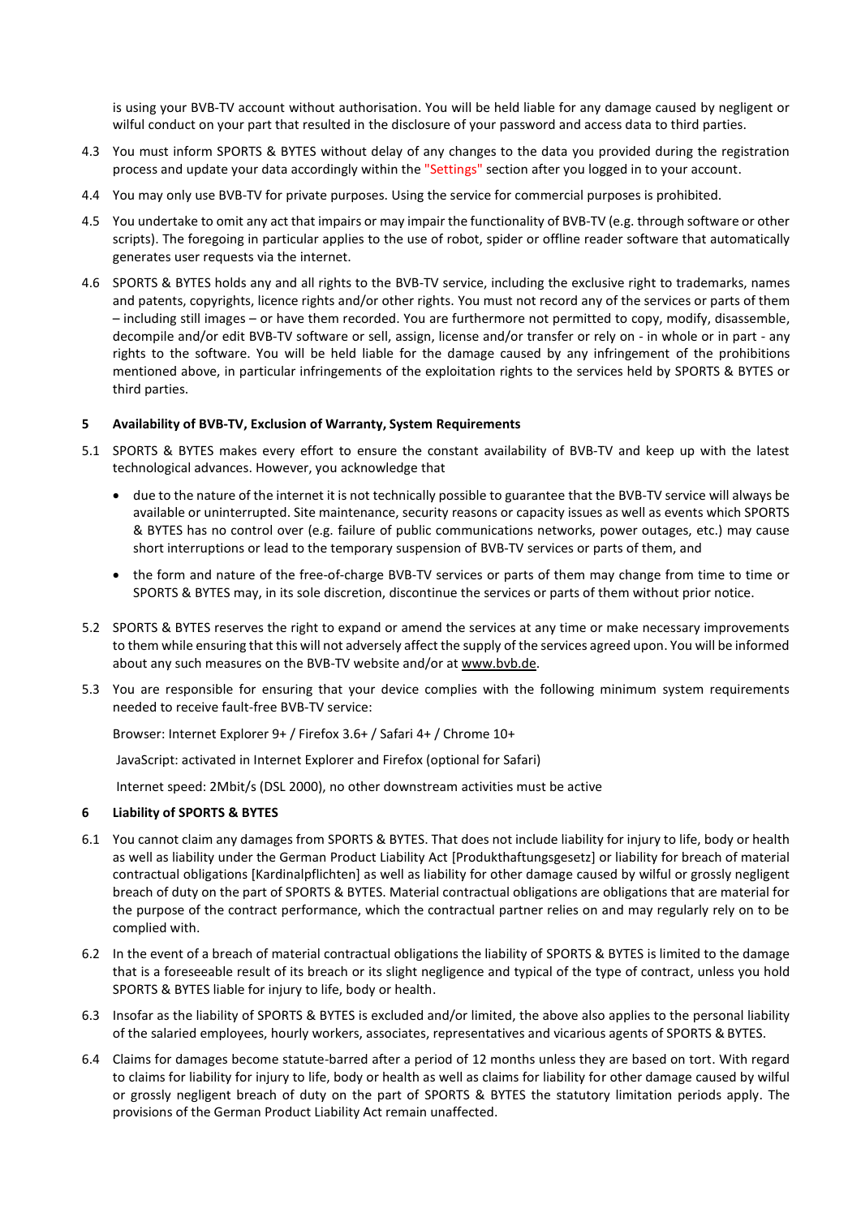is using your BVB-TV account without authorisation. You will be held liable for any damage caused by negligent or wilful conduct on your part that resulted in the disclosure of your password and access data to third parties.

4.3 You must inform SPORTS & BYTES without delay of any changes to the data you provided during the registration process and update your data accordingly within the "Settings" section after you logged in to your account.

4.4 You may only use BVB-TV for private purposes. Using the service for commercial purposes is prohibited.

4.5 You undertake to omit any act that impairs or may impair the functionality of BVB-TV (e.g. through software or other scripts). The foregoing in particular applies to the use of robot, spider or offline reader software that automatically generates user requests via the internet.

4.6 SPORTS & BYTES holds any and all rights to the BVB-TV service, including the exclusive right to trademarks, names and patents, copyrights, licence rights and/or other rights. You must not record any of the services or parts of them – including still images – or have them recorded. You are furthermore not permitted to copy, modify, disassemble, decompile and/or edit BVB-TV software or sell, assign, license and/or transfer or rely on - in whole or in part - any rights to the software. You will be held liable for the damage caused by any infringement of the prohibitions mentioned above, in particular infringements of the exploitation rights to the services held by SPORTS & BYTES or third parties.

## 5 Availability of BVB-TV, Exclusion of Warranty, System Requirements

5.1 SPORTS & BYTES makes every effort to ensure the constant availability of BVB-TV and keep up with the latest technological advances. However, you acknowledge that

- due to the nature of the internet it is not technically possible to guarantee that the BVB-TV service will always be available or uninterrupted. Site maintenance, security reasons or capacity issues as well as events which SPORTS & BYTES has no control over (e.g. failure of public communications networks, power outages, etc.) may cause short interruptions or lead to the temporary suspension of BVB-TV services or parts of them, and
- the form and nature of the free-of-charge BVB-TV services or parts of them may change from time to time or SPORTS & BYTES may, in its sole discretion, discontinue the services or parts of them without prior notice.

5.2 SPORTS & BYTES reserves the right to expand or amend the services at any time or make necessary improvements to them while ensuring that this will not adversely affect the supply of the services agreed upon. You will be informed about any such measures on the BVB-TV website and/or at www.bvb.de.

5.3 You are responsible for ensuring that your device complies with the following minimum system requirements needed to receive fault-free BVB-TV service:

Browser: Internet Explorer 9+ / Firefox 3.6+ / Safari 4+ / Chrome 10+

JavaScript: activated in Internet Explorer and Firefox (optional for Safari)

Internet speed: 2Mbit/s (DSL 2000), no other downstream activities must be active

## 6 Liability of SPORTS & BYTES

6.1 You cannot claim any damages from SPORTS & BYTES. That does not include liability for injury to life, body or health as well as liability under the German Product Liability Act [Produkthaftungsgesetz] or liability for breach of material contractual obligations [Kardinalpflichten] as well as liability for other damage caused by wilful or grossly negligent breach of duty on the part of SPORTS & BYTES. Material contractual obligations are obligations that are material for the purpose of the contract performance, which the contractual partner relies on and may regularly rely on to be complied with.

6.2 In the event of a breach of material contractual obligations the liability of SPORTS & BYTES is limited to the damage that is a foreseeable result of its breach or its slight negligence and typical of the type of contract, unless you hold SPORTS & BYTES liable for injury to life, body or health.

6.3 Insofar as the liability of SPORTS & BYTES is excluded and/or limited, the above also applies to the personal liability of the salaried employees, hourly workers, associates, representatives and vicarious agents of SPORTS & BYTES.

6.4 Claims for damages become statute-barred after a period of 12 months unless they are based on tort. With regard to claims for liability for injury to life, body or health as well as claims for liability for other damage caused by wilful or grossly negligent breach of duty on the part of SPORTS & BYTES the statutory limitation periods apply. The provisions of the German Product Liability Act remain unaffected.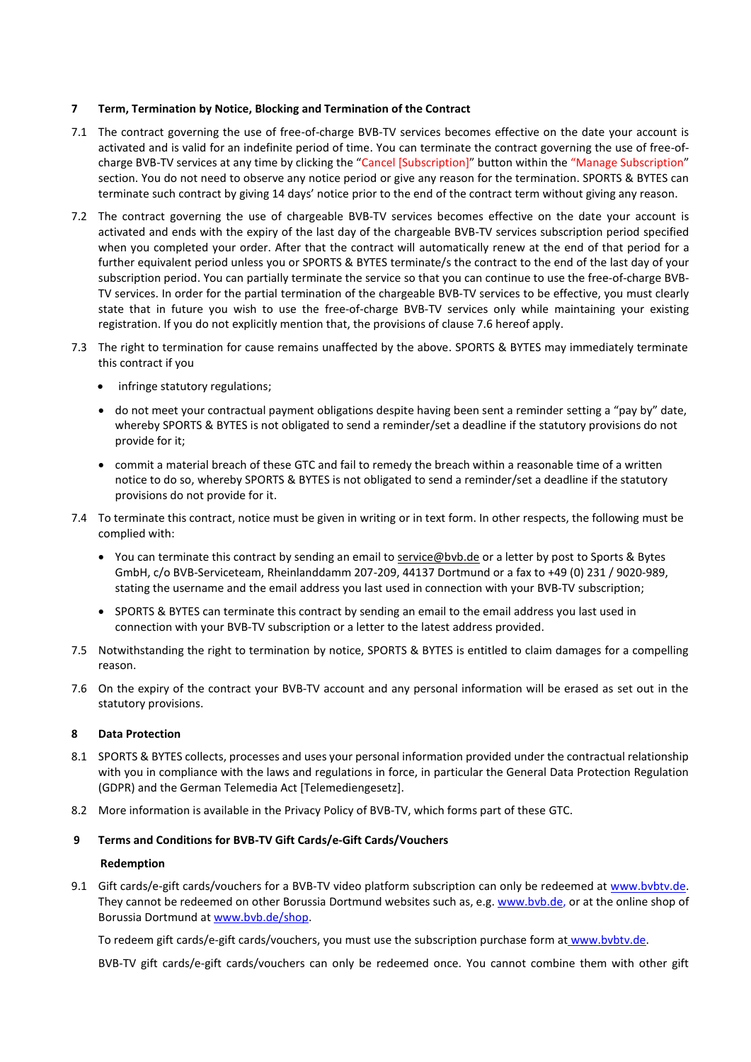## 7 Term, Termination by Notice, Blocking and Termination of the Contract

7.1 The contract governing the use of free-of-charge BVB-TV services becomes effective on the date your account is activated and is valid for an indefinite period of time. You can terminate the contract governing the use of free-of-charge BVB-TV services at any time by clicking the "Cancel [Subscription]" button within the "Manage Subscription" section. You do not need to observe any notice period or give any reason for the termination. SPORTS & BYTES can terminate such contract by giving 14 days' notice prior to the end of the contract term without giving any reason.

7.2 The contract governing the use of chargeable BVB-TV services becomes effective on the date your account is activated and ends with the expiry of the last day of the chargeable BVB-TV services subscription period specified when you completed your order. After that the contract will automatically renew at the end of that period for a further equivalent period unless you or SPORTS & BYTES terminate/s the contract to the end of the last day of your subscription period. You can partially terminate the service so that you can continue to use the free-of-charge BVB-TV services. In order for the partial termination of the chargeable BVB-TV services to be effective, you must clearly state that in future you wish to use the free-of-charge BVB-TV services only while maintaining your existing registration. If you do not explicitly mention that, the provisions of clause 7.6 hereof apply.

7.3 The right to termination for cause remains unaffected by the above. SPORTS & BYTES may immediately terminate this contract if you

- infringe statutory regulations;
- do not meet your contractual payment obligations despite having been sent a reminder setting a "pay by" date, whereby SPORTS & BYTES is not obligated to send a reminder/set a deadline if the statutory provisions do not provide for it;
- commit a material breach of these GTC and fail to remedy the breach within a reasonable time of a written notice to do so, whereby SPORTS & BYTES is not obligated to send a reminder/set a deadline if the statutory provisions do not provide for it.

7.4 To terminate this contract, notice must be given in writing or in text form. In other respects, the following must be complied with:

- You can terminate this contract by sending an email to service@bvb.de or a letter by post to Sports & Bytes GmbH, c/o BVB-Serviceteam, Rheinlanddamm 207-209, 44137 Dortmund or a fax to +49 (0) 231 / 9020-989, stating the username and the email address you last used in connection with your BVB-TV subscription;
- SPORTS & BYTES can terminate this contract by sending an email to the email address you last used in connection with your BVB-TV subscription or a letter to the latest address provided.

7.5 Notwithstanding the right to termination by notice, SPORTS & BYTES is entitled to claim damages for a compelling reason.

7.6 On the expiry of the contract your BVB-TV account and any personal information will be erased as set out in the statutory provisions.

## 8 Data Protection

8.1 SPORTS & BYTES collects, processes and uses your personal information provided under the contractual relationship with you in compliance with the laws and regulations in force, in particular the General Data Protection Regulation (GDPR) and the German Telemedia Act [Telemediengesetz].

8.2 More information is available in the Privacy Policy of BVB-TV, which forms part of these GTC.

## 9 Terms and Conditions for BVB-TV Gift Cards/e-Gift Cards/Vouchers

**Redemption**

9.1 Gift cards/e-gift cards/vouchers for a BVB-TV video platform subscription can only be redeemed at www.bvbtv.de. They cannot be redeemed on other Borussia Dortmund websites such as, e.g. www.bvb.de, or at the online shop of Borussia Dortmund at www.bvb.de/shop.

To redeem gift cards/e-gift cards/vouchers, you must use the subscription purchase form at www.bvbtv.de.

BVB-TV gift cards/e-gift cards/vouchers can only be redeemed once. You cannot combine them with other gift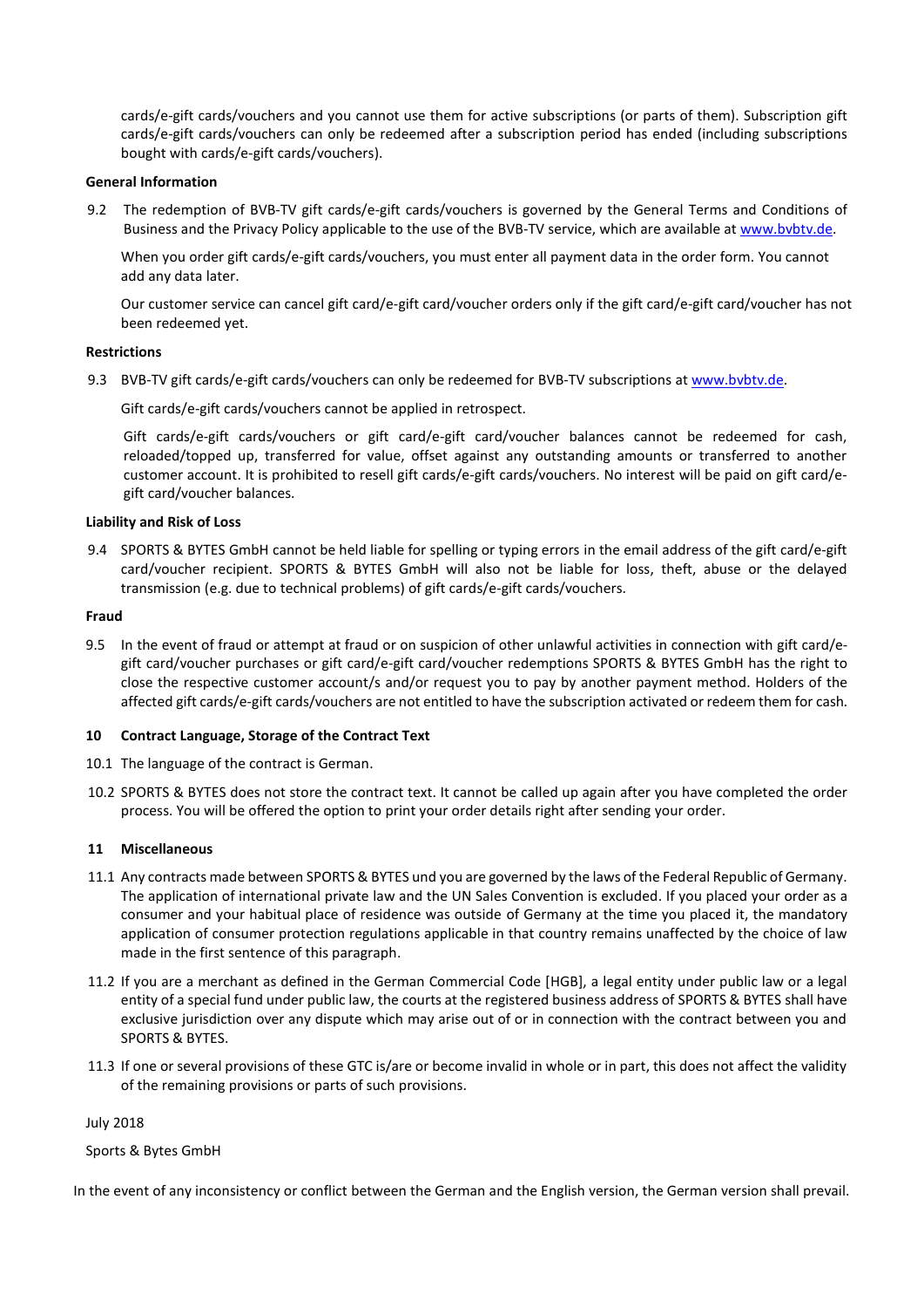cards/e-gift cards/vouchers and you cannot use them for active subscriptions (or parts of them). Subscription gift cards/e-gift cards/vouchers can only be redeemed after a subscription period has ended (including subscriptions bought with cards/e-gift cards/vouchers).

**General Information**

9.2 The redemption of BVB-TV gift cards/e-gift cards/vouchers is governed by the General Terms and Conditions of Business and the Privacy Policy applicable to the use of the BVB-TV service, which are available at www.bvbtv.de.

When you order gift cards/e-gift cards/vouchers, you must enter all payment data in the order form. You cannot add any data later.

Our customer service can cancel gift card/e-gift card/voucher orders only if the gift card/e-gift card/voucher has not been redeemed yet.

**Restrictions**

9.3 BVB-TV gift cards/e-gift cards/vouchers can only be redeemed for BVB-TV subscriptions at www.bvbtv.de.

Gift cards/e-gift cards/vouchers cannot be applied in retrospect.

Gift cards/e-gift cards/vouchers or gift card/e-gift card/voucher balances cannot be redeemed for cash, reloaded/topped up, transferred for value, offset against any outstanding amounts or transferred to another customer account. It is prohibited to resell gift cards/e-gift cards/vouchers. No interest will be paid on gift card/e-gift card/voucher balances.

**Liability and Risk of Loss**

9.4 SPORTS & BYTES GmbH cannot be held liable for spelling or typing errors in the email address of the gift card/e-gift card/voucher recipient. SPORTS & BYTES GmbH will also not be liable for loss, theft, abuse or the delayed transmission (e.g. due to technical problems) of gift cards/e-gift cards/vouchers.

**Fraud**

9.5 In the event of fraud or attempt at fraud or on suspicion of other unlawful activities in connection with gift card/e-gift card/voucher purchases or gift card/e-gift card/voucher redemptions SPORTS & BYTES GmbH has the right to close the respective customer account/s and/or request you to pay by another payment method. Holders of the affected gift cards/e-gift cards/vouchers are not entitled to have the subscription activated or redeem them for cash.

## 10 Contract Language, Storage of the Contract Text

10.1 The language of the contract is German.

10.2 SPORTS & BYTES does not store the contract text. It cannot be called up again after you have completed the order process. You will be offered the option to print your order details right after sending your order.

## 11 Miscellaneous

11.1 Any contracts made between SPORTS & BYTES und you are governed by the laws of the Federal Republic of Germany. The application of international private law and the UN Sales Convention is excluded. If you placed your order as a consumer and your habitual place of residence was outside of Germany at the time you placed it, the mandatory application of consumer protection regulations applicable in that country remains unaffected by the choice of law made in the first sentence of this paragraph.

11.2 If you are a merchant as defined in the German Commercial Code [HGB], a legal entity under public law or a legal entity of a special fund under public law, the courts at the registered business address of SPORTS & BYTES shall have exclusive jurisdiction over any dispute which may arise out of or in connection with the contract between you and SPORTS & BYTES.

11.3 If one or several provisions of these GTC is/are or become invalid in whole or in part, this does not affect the validity of the remaining provisions or parts of such provisions.

July 2018

Sports & Bytes GmbH

In the event of any inconsistency or conflict between the German and the English version, the German version shall prevail.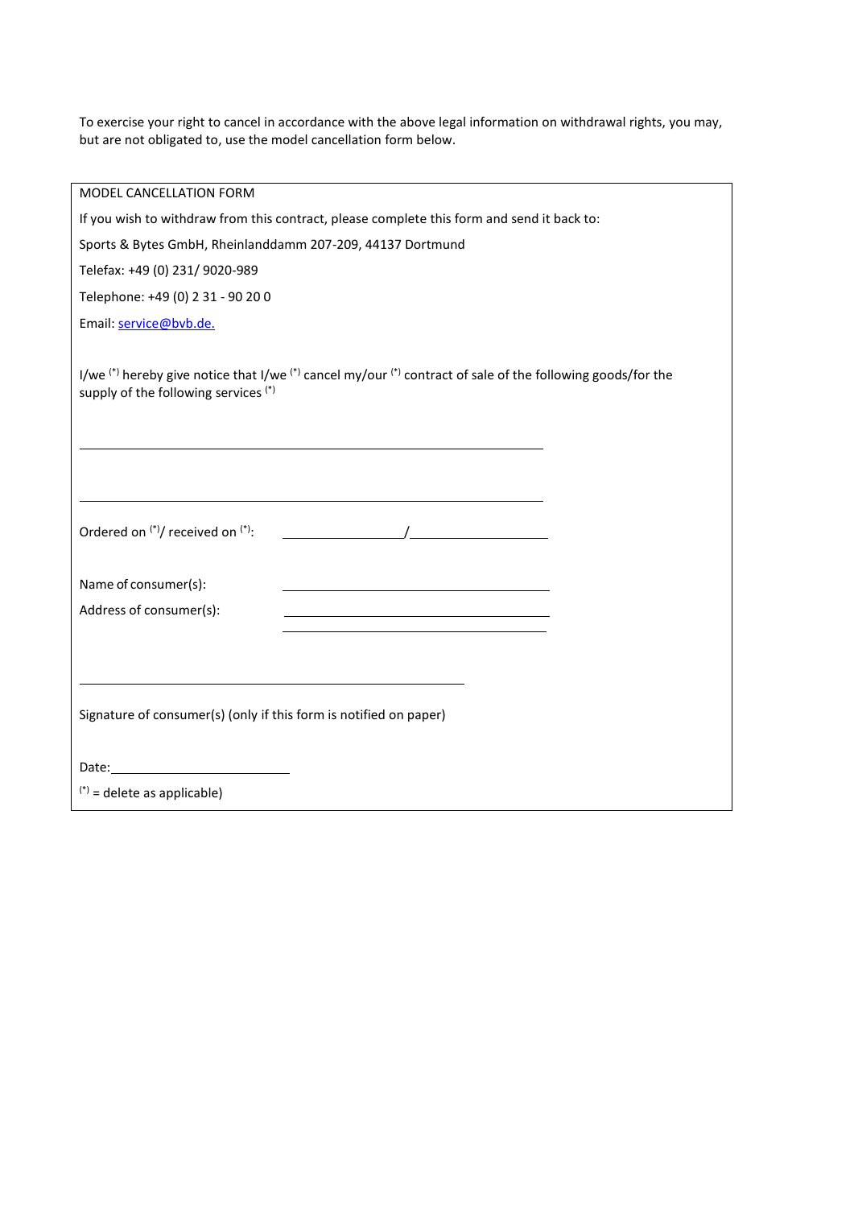To exercise your right to cancel in accordance with the above legal information on withdrawal rights, you may, but are not obligated to, use the model cancellation form below.

MODEL CANCELLATION FORM

If you wish to withdraw from this contract, please complete this form and send it back to:

Sports & Bytes GmbH, Rheinlanddamm 207-209, 44137 Dortmund

Telefax: +49 (0) 231/ 9020-989

Telephone: +49 (0) 2 31 - 90 20 0

Email: service@bvb.de.

I/we (*) hereby give notice that I/we (*) cancel my/our (*) contract of sale of the following goods/for the supply of the following services (*)

\_\_\_\_\_\_\_\_\_\_\_\_\_\_\_\_\_\_\_\_\_\_\_\_\_\_\_\_\_\_\_\_\_\_\_\_\_\_\_\_\_\_\_\_

\_\_\_\_\_\_\_\_\_\_\_\_\_\_\_\_\_\_\_\_\_\_\_\_\_\_\_\_\_\_\_\_\_\_\_\_\_\_\_\_\_\_\_\_

Ordered on (*)/ received on (*): \_\_\_\_\_\_\_\_\_\_\_\_\_\_/\_\_\_\_\_\_\_\_\_\_\_\_\_\_

Name of consumer(s): \_\_\_\_\_\_\_\_\_\_\_\_\_\_\_\_\_\_\_\_\_\_\_\_\_\_\_\_

Address of consumer(s): \_\_\_\_\_\_\_\_\_\_\_\_\_\_\_\_\_\_\_\_\_\_\_\_\_\_\_\_

\_\_\_\_\_\_\_\_\_\_\_\_\_\_\_\_\_\_\_\_\_\_\_\_\_\_\_\_

\_\_\_\_\_\_\_\_\_\_\_\_\_\_\_\_\_\_\_\_\_\_\_\_\_\_\_\_\_\_\_\_\_\_\_\_

Signature of consumer(s) (only if this form is notified on paper)

Date: \_\_\_\_\_\_\_\_\_\_\_\_\_\_\_\_\_\_\_\_

(*) = delete as applicable)